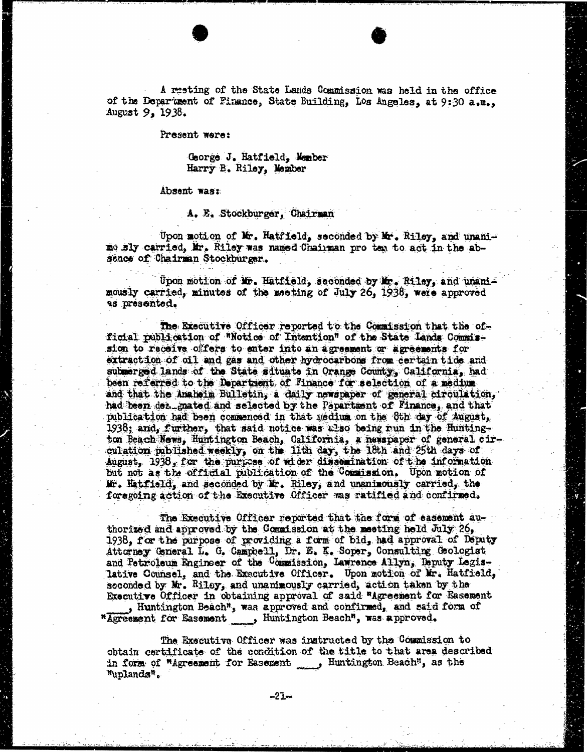A meeting of the State Lands Commission was held in the office of the Department of Finance, State Building, Los Angeles, at 9:30 a.m., August 9, 1938.

Present were:

George J. Hatfield, Member
Harry B. Riley, Member

Absent was:

A. E. Stockburger, Chairman

Upon motion of Mr. Hatfield, seconded by Mr. Riley, and unanimously carried, Mr. Riley was named Chairman pro tem to act in the absence of Chairman Stockburger.

Upon motion of Mr. Hatfield, seconded by Mr. Riley, and unanimously carried, minutes of the meeting of July 26, 1938, were approved as presented.

The Executive Officer reported to the Commission that the official publication of "Notice of Intention" of the State Lands Commission to receive offers to enter into an agreement or agreements for extraction of oil and gas and other hydrocarbons from certain tide and submerged lands of the State situate in Orange County, California, had been referred to the Department of Finance for selection of a medium and that the Anaheim Bulletin, a daily newspaper of general circulation, had been designated and selected by the Department of Finance, and that publication had been commenced in that medium on the 8th day of August, 1938; and, further, that said notice was also being run in the Huntington Beach News, Huntington Beach, California, a newspaper of general circulation published weekly, on the 11th day, the 18th and 25th days of August, 1938, for the purpose of wider dissemination of the information but not as the official publication of the Commission. Upon motion of Mr. Hatfield, and seconded by Mr. Riley, and unanimously carried, the foregoing action of the Executive Officer was ratified and confirmed.

The Executive Officer reported that the form of easement authorized and approved by the Commission at the meeting held July 26, 1938, for the purpose of providing a form of bid, had approval of Deputy Attorney General L. G. Campbell, Dr. E. K. Soper, Consulting Geologist and Petroleum Engineer of the Commission, Lawrence Allyn, Deputy Legislative Counsel, and the Executive Officer. Upon motion of Mr. Hatfield, seconded by Mr. Riley, and unanimously carried, action taken by the Executive Officer in obtaining approval of said "Agreement for Easement ___, Huntington Beach", was approved and confirmed, and said form of "Agreement for Easement ___, Huntington Beach", was approved.

The Executive Officer was instructed by the Commission to obtain certificate of the condition of the title to that area described in form of "Agreement for Easement ___, Huntington Beach", as the "uplands".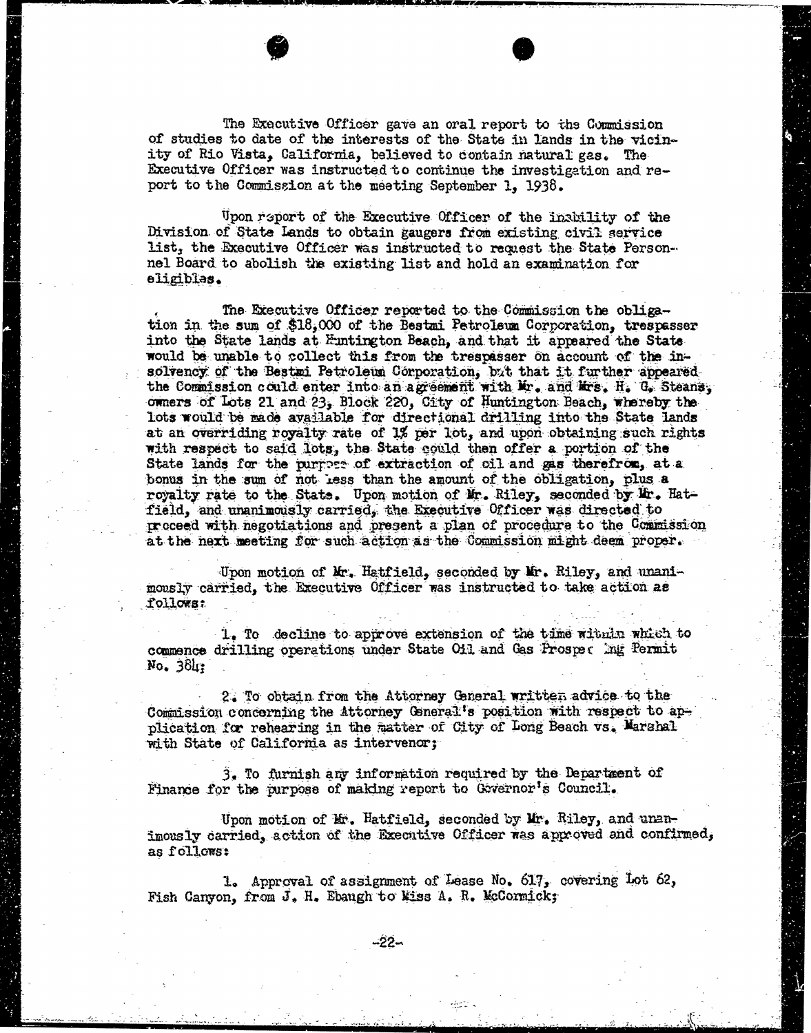The Executive Officer gave an oral report to the Commission of studies to date of the interests of the State in lands in the vicinity of Rio Vista, California, believed to contain natural gas. The Executive Officer was instructed to continue the investigation and report to the Commission at the meeting September 1, 1938.

Upon report of the Executive Officer of the inability of the Division of State Lands to obtain gaugers from existing civil service list, the Executive Officer was instructed to request the State Personnel Board to abolish the existing list and hold an examination for eligibles.

The Executive Officer reported to the Commission the obligation in the sum of $18,000 of the Bestmi Petroleum Corporation, trespasser into the State lands at Huntington Beach, and that it appeared the State would be unable to collect this from the trespasser on account of the insolvency of the Bestmi Petroleum Corporation, but that it further appeared the Commission could enter into an agreement with Mr. and Mrs. H. G. Steans, owners of Lots 21 and 23, Block 220, City of Huntington Beach, whereby the lots would be made available for directional drilling into the State lands at an overriding royalty rate of 1% per lot, and upon obtaining such rights with respect to said lots, the State could then offer a portion of the State lands for the purpose of extraction of oil and gas therefrom, at a bonus in the sum of not less than the amount of the obligation, plus a royalty rate to the State. Upon motion of Mr. Riley, seconded by Mr. Hatfield, and unanimously carried, the Executive Officer was directed to proceed with negotiations and present a plan of procedure to the Commission at the next meeting for such action as the Commission might deem proper.

Upon motion of Mr. Hatfield, seconded by Mr. Riley, and unanimously carried, the Executive Officer was instructed to take action as follows:

1. To decline to approve extension of the time within which to commence drilling operations under State Oil and Gas Prospecting Permit No. 384;

2. To obtain from the Attorney General written advice to the Commission concerning the Attorney General's position with respect to application for rehearing in the matter of City of Long Beach vs. Marshal with State of California as intervenor;

3. To furnish any information required by the Department of Finance for the purpose of making report to Governor's Council.

Upon motion of Mr. Hatfield, seconded by Mr. Riley, and unanimously carried, action of the Executive Officer was approved and confirmed, as follows:

1. Approval of assignment of Lease No. 617, covering Lot 62, Fish Canyon, from J. H. Ebaugh to Miss A. R. McCormick;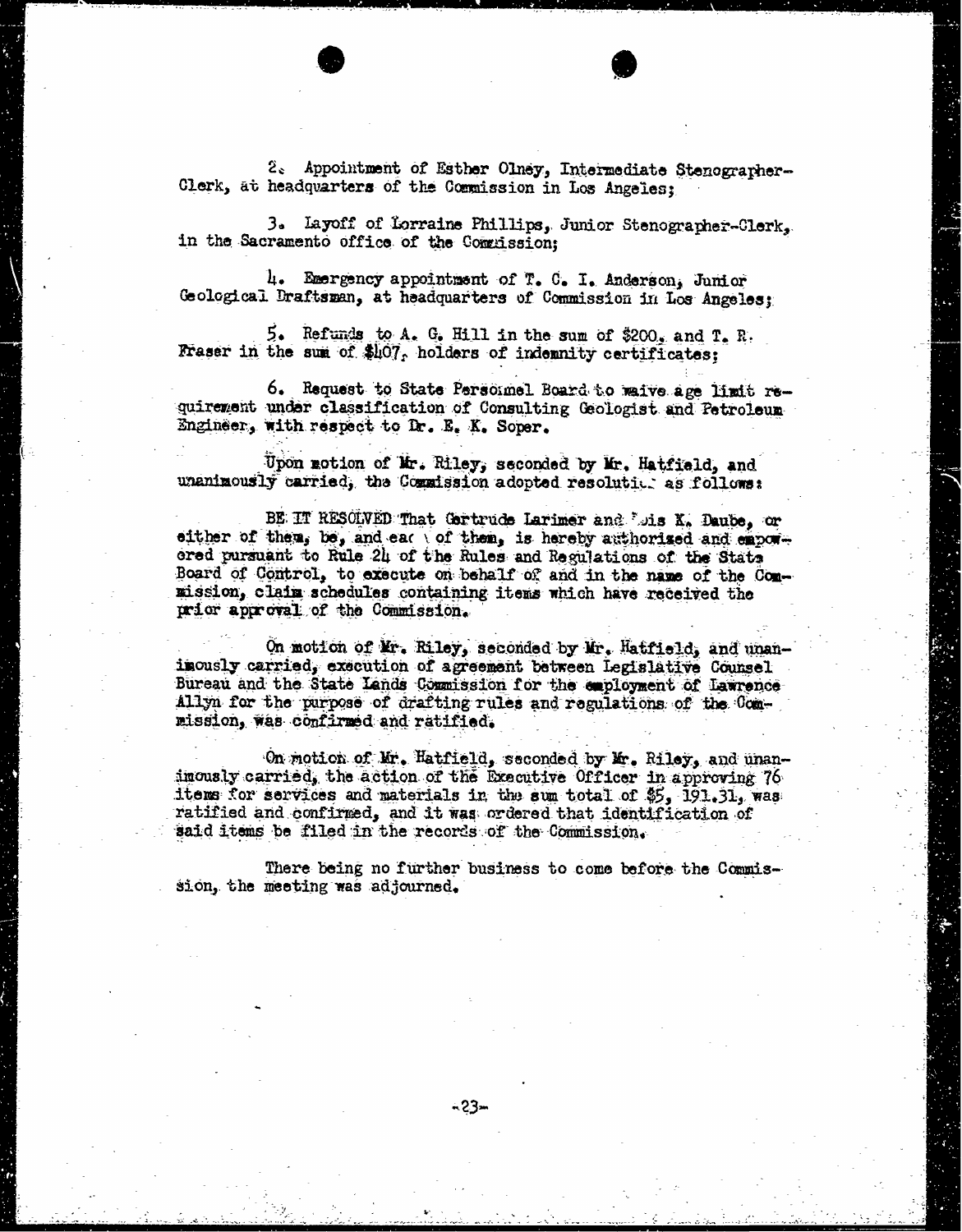2. Appointment of Esther Olney, Intermediate Stenographer-Clerk, at headquarters of the Commission in Los Angeles;

3. Layoff of Lorraine Phillips, Junior Stenographer-Clerk, in the Sacramento office of the Commission;

4. Emergency appointment of T. C. I. Anderson, Junior Geological Draftsman, at headquarters of Commission in Los Angeles;

5. Refunds to A. G. Hill in the sum of $200. and T. R. Fraser in the sum of $407, holders of indemnity certificates;

6. Request to State Personnel Board to waive age limit requirement under classification of Consulting Geologist and Petroleum Engineer, with respect to Dr. E. K. Soper.

Upon motion of Mr. Riley, seconded by Mr. Hatfield, and unanimously carried, the Commission adopted resolution as follows:

BE IT RESOLVED That Gertrude Larimer and Lois K. Daube, or either of them, be, and each of them, is hereby authorized and empowered pursuant to Rule 24 of the Rules and Regulations of the State Board of Control, to execute on behalf of and in the name of the Commission, claim schedules containing items which have received the prior approval of the Commission.

On motion of Mr. Riley, seconded by Mr. Hatfield, and unanimously carried, execution of agreement between Legislative Counsel Bureau and the State Lands Commission for the employment of Lawrence Allyn for the purpose of drafting rules and regulations of the Commission, was confirmed and ratified.

On motion of Mr. Hatfield, seconded by Mr. Riley, and unanimously carried, the action of the Executive Officer in approving 76 items for services and materials in the sum total of $5, 191.31, was ratified and confirmed, and it was ordered that identification of said items be filed in the records of the Commission.

There being no further business to come before the Commission, the meeting was adjourned.